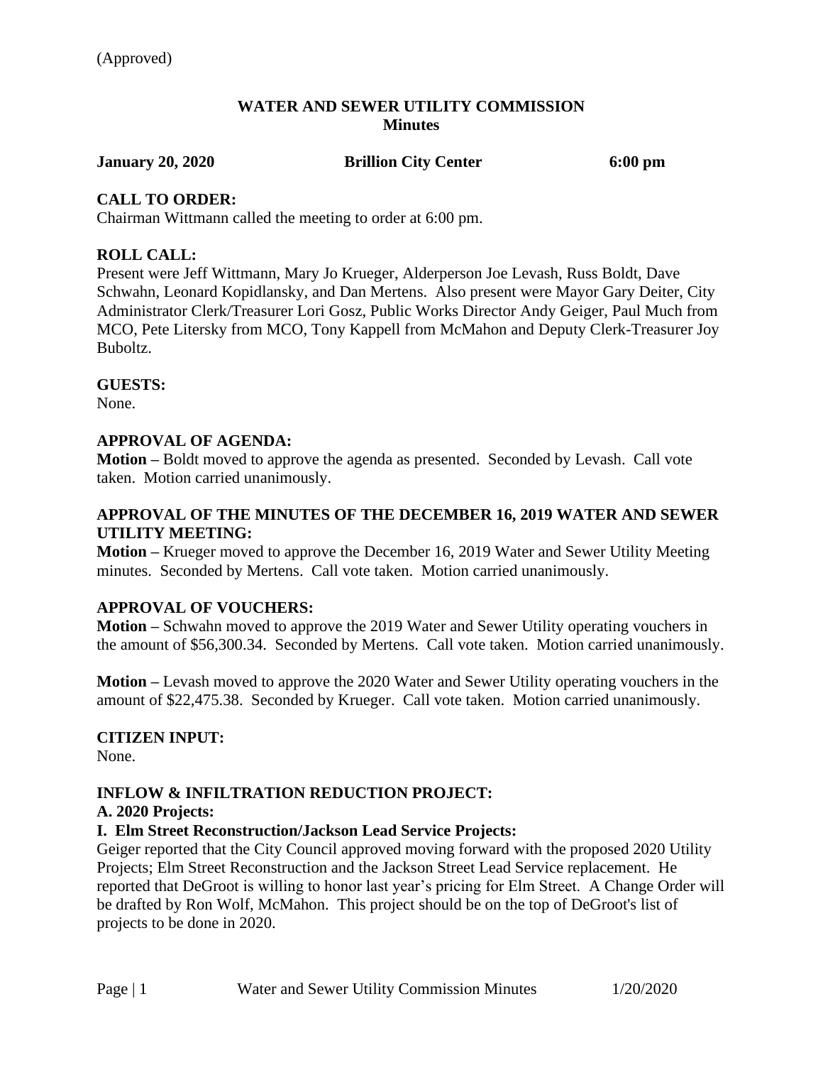(Approved)

**WATER AND SEWER UTILITY COMMISSION**
**Minutes**

**January 20, 2020** **Brillion City Center** **6:00 pm**

## CALL TO ORDER:

Chairman Wittmann called the meeting to order at 6:00 pm.

## ROLL CALL:

Present were Jeff Wittmann, Mary Jo Krueger, Alderperson Joe Levash, Russ Boldt, Dave Schwahn, Leonard Kopidlansky, and Dan Mertens. Also present were Mayor Gary Deiter, City Administrator Clerk/Treasurer Lori Gosz, Public Works Director Andy Geiger, Paul Much from MCO, Pete Litersky from MCO, Tony Kappell from McMahon and Deputy Clerk-Treasurer Joy Buboltz.

## GUESTS:

None.

## APPROVAL OF AGENDA:

**Motion –** Boldt moved to approve the agenda as presented. Seconded by Levash. Call vote taken. Motion carried unanimously.

## APPROVAL OF THE MINUTES OF THE DECEMBER 16, 2019 WATER AND SEWER UTILITY MEETING:

**Motion –** Krueger moved to approve the December 16, 2019 Water and Sewer Utility Meeting minutes. Seconded by Mertens. Call vote taken. Motion carried unanimously.

## APPROVAL OF VOUCHERS:

**Motion –** Schwahn moved to approve the 2019 Water and Sewer Utility operating vouchers in the amount of $56,300.34. Seconded by Mertens. Call vote taken. Motion carried unanimously.

**Motion –** Levash moved to approve the 2020 Water and Sewer Utility operating vouchers in the amount of $22,475.38. Seconded by Krueger. Call vote taken. Motion carried unanimously.

## CITIZEN INPUT:

None.

## INFLOW & INFILTRATION REDUCTION PROJECT:

### A. 2020 Projects:

#### I. Elm Street Reconstruction/Jackson Lead Service Projects:

Geiger reported that the City Council approved moving forward with the proposed 2020 Utility Projects; Elm Street Reconstruction and the Jackson Street Lead Service replacement. He reported that DeGroot is willing to honor last year's pricing for Elm Street. A Change Order will be drafted by Ron Wolf, McMahon. This project should be on the top of DeGroot's list of projects to be done in 2020.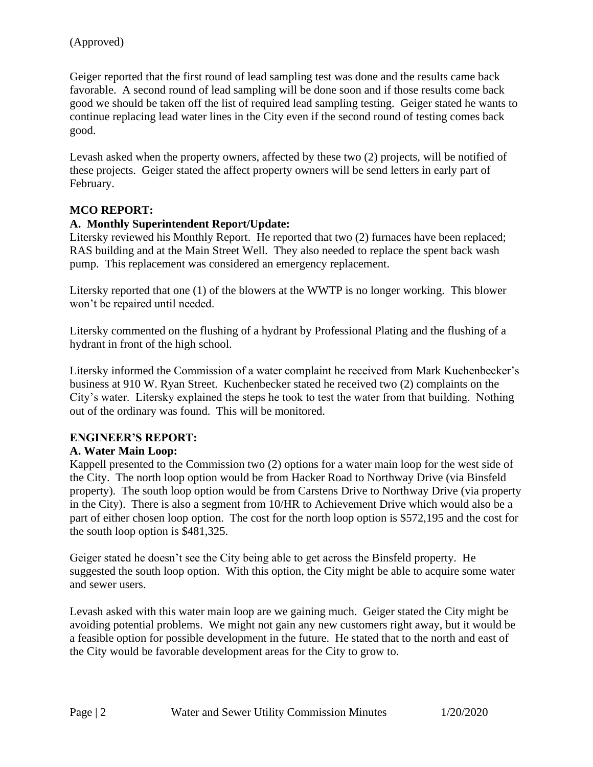(Approved)

Geiger reported that the first round of lead sampling test was done and the results came back favorable. A second round of lead sampling will be done soon and if those results come back good we should be taken off the list of required lead sampling testing. Geiger stated he wants to continue replacing lead water lines in the City even if the second round of testing comes back good.

Levash asked when the property owners, affected by these two (2) projects, will be notified of these projects. Geiger stated the affect property owners will be send letters in early part of February.

**MCO REPORT:**

**A. Monthly Superintendent Report/Update:**

Litersky reviewed his Monthly Report. He reported that two (2) furnaces have been replaced; RAS building and at the Main Street Well. They also needed to replace the spent back wash pump. This replacement was considered an emergency replacement.

Litersky reported that one (1) of the blowers at the WWTP is no longer working. This blower won't be repaired until needed.

Litersky commented on the flushing of a hydrant by Professional Plating and the flushing of a hydrant in front of the high school.

Litersky informed the Commission of a water complaint he received from Mark Kuchenbecker's business at 910 W. Ryan Street. Kuchenbecker stated he received two (2) complaints on the City's water. Litersky explained the steps he took to test the water from that building. Nothing out of the ordinary was found. This will be monitored.

**ENGINEER'S REPORT:**

**A. Water Main Loop:**

Kappell presented to the Commission two (2) options for a water main loop for the west side of the City. The north loop option would be from Hacker Road to Northway Drive (via Binsfeld property). The south loop option would be from Carstens Drive to Northway Drive (via property in the City). There is also a segment from 10/HR to Achievement Drive which would also be a part of either chosen loop option. The cost for the north loop option is $572,195 and the cost for the south loop option is $481,325.

Geiger stated he doesn't see the City being able to get across the Binsfeld property. He suggested the south loop option. With this option, the City might be able to acquire some water and sewer users.

Levash asked with this water main loop are we gaining much. Geiger stated the City might be avoiding potential problems. We might not gain any new customers right away, but it would be a feasible option for possible development in the future. He stated that to the north and east of the City would be favorable development areas for the City to grow to.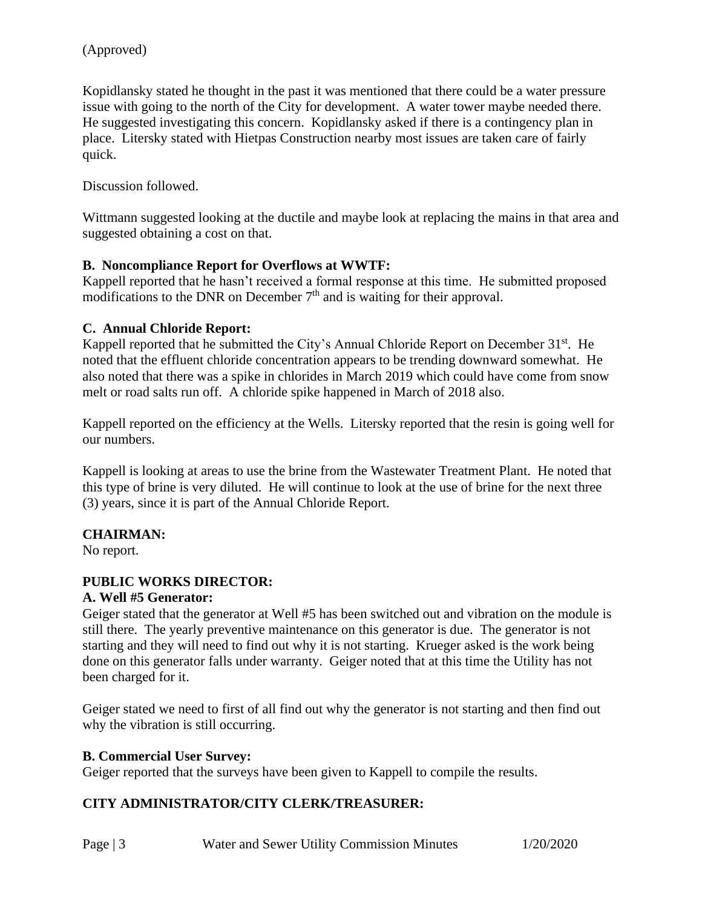(Approved)

Kopidlansky stated he thought in the past it was mentioned that there could be a water pressure issue with going to the north of the City for development. A water tower maybe needed there. He suggested investigating this concern. Kopidlansky asked if there is a contingency plan in place. Litersky stated with Hietpas Construction nearby most issues are taken care of fairly quick.

Discussion followed.

Wittmann suggested looking at the ductile and maybe look at replacing the mains in that area and suggested obtaining a cost on that.

**B. Noncompliance Report for Overflows at WWTF:**
Kappell reported that he hasn't received a formal response at this time. He submitted proposed modifications to the DNR on December 7th and is waiting for their approval.

**C. Annual Chloride Report:**
Kappell reported that he submitted the City's Annual Chloride Report on December 31st. He noted that the effluent chloride concentration appears to be trending downward somewhat. He also noted that there was a spike in chlorides in March 2019 which could have come from snow melt or road salts run off. A chloride spike happened in March of 2018 also.

Kappell reported on the efficiency at the Wells. Litersky reported that the resin is going well for our numbers.

Kappell is looking at areas to use the brine from the Wastewater Treatment Plant. He noted that this type of brine is very diluted. He will continue to look at the use of brine for the next three (3) years, since it is part of the Annual Chloride Report.

**CHAIRMAN:**
No report.

**PUBLIC WORKS DIRECTOR:**

**A. Well #5 Generator:**
Geiger stated that the generator at Well #5 has been switched out and vibration on the module is still there. The yearly preventive maintenance on this generator is due. The generator is not starting and they will need to find out why it is not starting. Krueger asked is the work being done on this generator falls under warranty. Geiger noted that at this time the Utility has not been charged for it.

Geiger stated we need to first of all find out why the generator is not starting and then find out why the vibration is still occurring.

**B. Commercial User Survey:**
Geiger reported that the surveys have been given to Kappell to compile the results.

**CITY ADMINISTRATOR/CITY CLERK/TREASURER:**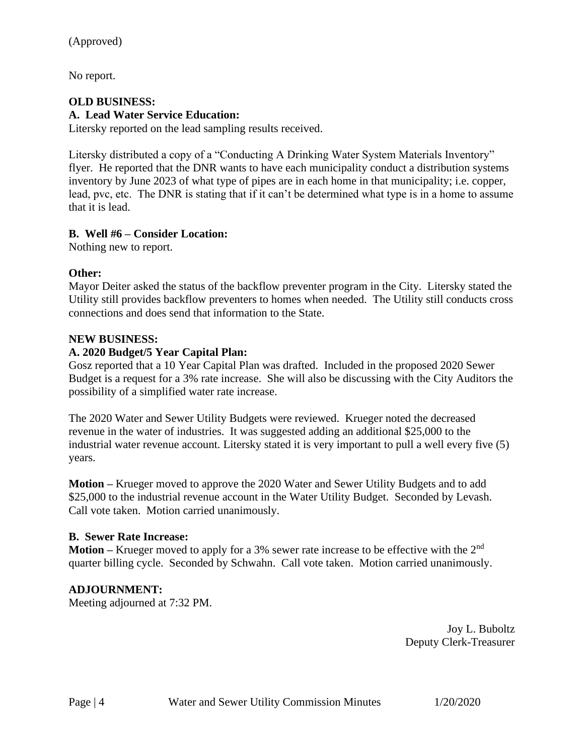(Approved)

No report.

**OLD BUSINESS:**

**A. Lead Water Service Education:**

Litersky reported on the lead sampling results received.

Litersky distributed a copy of a "Conducting A Drinking Water System Materials Inventory" flyer. He reported that the DNR wants to have each municipality conduct a distribution systems inventory by June 2023 of what type of pipes are in each home in that municipality; i.e. copper, lead, pvc, etc. The DNR is stating that if it can't be determined what type is in a home to assume that it is lead.

**B. Well #6 – Consider Location:**

Nothing new to report.

**Other:**

Mayor Deiter asked the status of the backflow preventer program in the City. Litersky stated the Utility still provides backflow preventers to homes when needed. The Utility still conducts cross connections and does send that information to the State.

**NEW BUSINESS:**

**A. 2020 Budget/5 Year Capital Plan:**

Gosz reported that a 10 Year Capital Plan was drafted. Included in the proposed 2020 Sewer Budget is a request for a 3% rate increase. She will also be discussing with the City Auditors the possibility of a simplified water rate increase.

The 2020 Water and Sewer Utility Budgets were reviewed. Krueger noted the decreased revenue in the water of industries. It was suggested adding an additional $25,000 to the industrial water revenue account. Litersky stated it is very important to pull a well every five (5) years.

**Motion –** Krueger moved to approve the 2020 Water and Sewer Utility Budgets and to add $25,000 to the industrial revenue account in the Water Utility Budget. Seconded by Levash. Call vote taken. Motion carried unanimously.

**B. Sewer Rate Increase:**

**Motion –** Krueger moved to apply for a 3% sewer rate increase to be effective with the 2nd quarter billing cycle. Seconded by Schwahn. Call vote taken. Motion carried unanimously.

**ADJOURNMENT:**

Meeting adjourned at 7:32 PM.

Joy L. Buboltz
Deputy Clerk-Treasurer